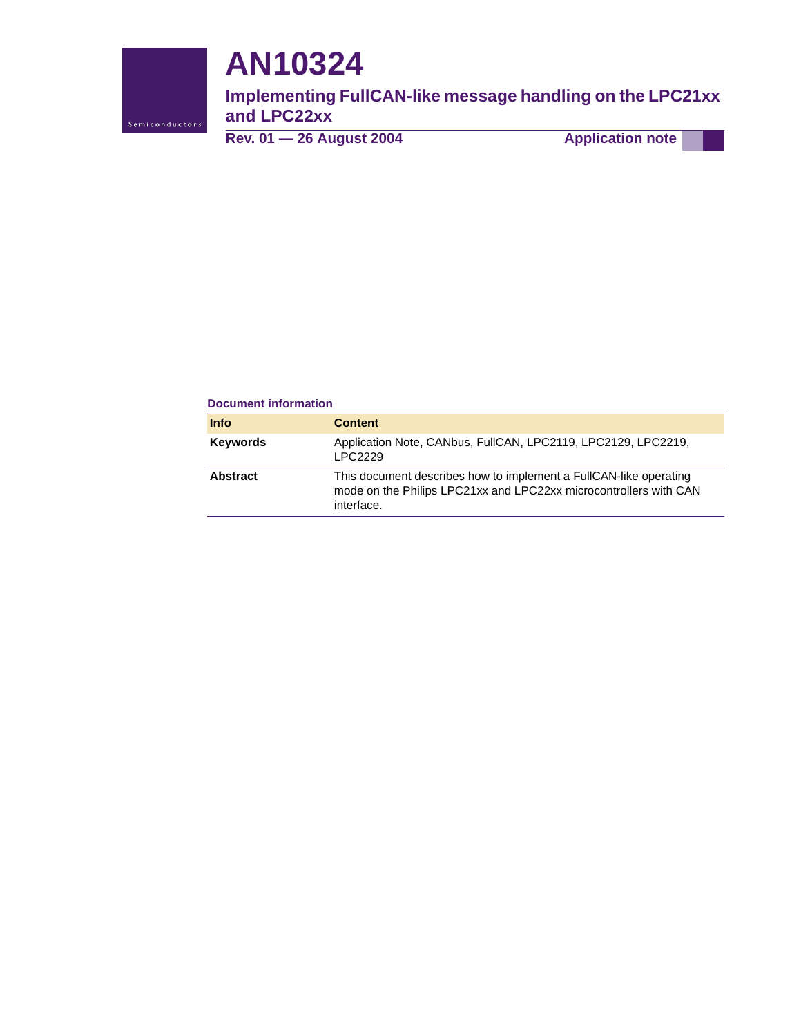# AN10324

## Implementing FullCAN-like message handling on the LPC21xx and LPC22xx

**Rev. 01 — 26 August 2004** **Application note**

**Document information**

| Info | Content |
|---|---|
| **Keywords** | Application Note, CANbus, FullCAN, LPC2119, LPC2129, LPC2219, LPC2229 |
| **Abstract** | This document describes how to implement a FullCAN-like operating mode on the Philips LPC21xx and LPC22xx microcontrollers with CAN interface. |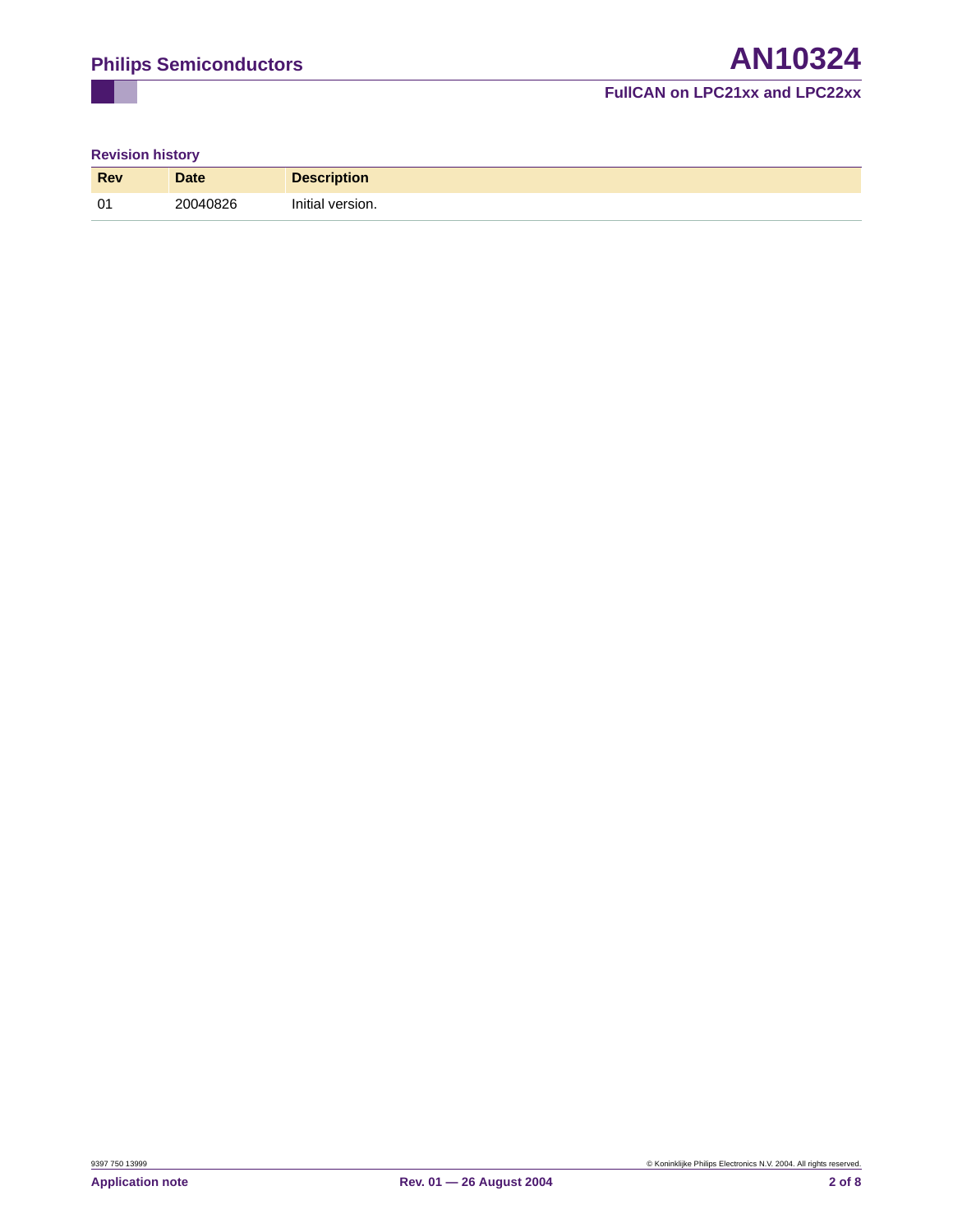### Revision history

| Rev | Date | Description |
|---|---|---|
| 01 | 20040826 | Initial version. |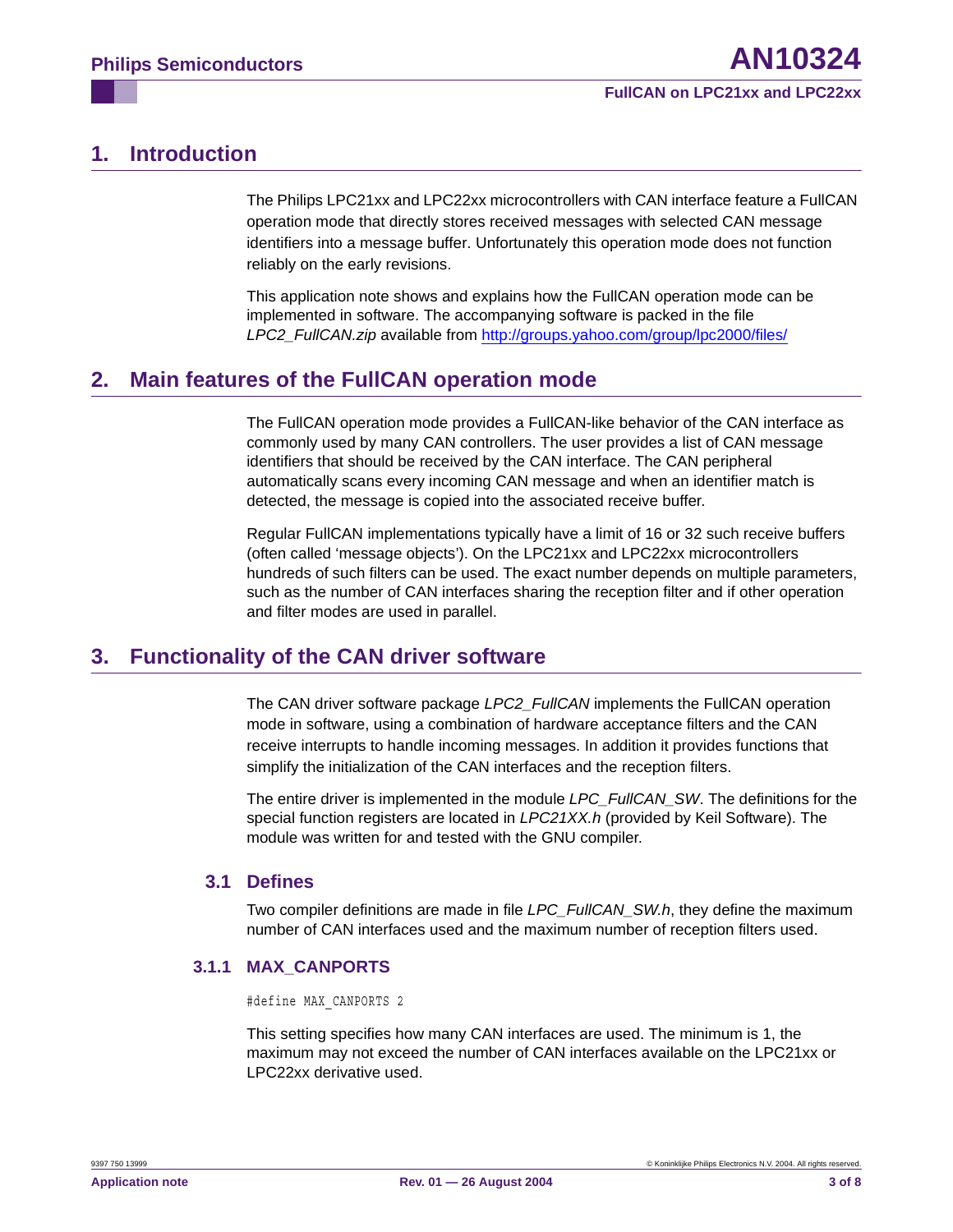# 1. Introduction

The Philips LPC21xx and LPC22xx microcontrollers with CAN interface feature a FullCAN operation mode that directly stores received messages with selected CAN message identifiers into a message buffer. Unfortunately this operation mode does not function reliably on the early revisions.

This application note shows and explains how the FullCAN operation mode can be implemented in software. The accompanying software is packed in the file *LPC2_FullCAN.zip* available from [http://groups.yahoo.com/group/lpc2000/files/](http://groups.yahoo.com/group/lpc2000/files/)

# 2. Main features of the FullCAN operation mode

The FullCAN operation mode provides a FullCAN-like behavior of the CAN interface as commonly used by many CAN controllers. The user provides a list of CAN message identifiers that should be received by the CAN interface. The CAN peripheral automatically scans every incoming CAN message and when an identifier match is detected, the message is copied into the associated receive buffer.

Regular FullCAN implementations typically have a limit of 16 or 32 such receive buffers (often called 'message objects'). On the LPC21xx and LPC22xx microcontrollers hundreds of such filters can be used. The exact number depends on multiple parameters, such as the number of CAN interfaces sharing the reception filter and if other operation and filter modes are used in parallel.

# 3. Functionality of the CAN driver software

The CAN driver software package *LPC2_FullCAN* implements the FullCAN operation mode in software, using a combination of hardware acceptance filters and the CAN receive interrupts to handle incoming messages. In addition it provides functions that simplify the initialization of the CAN interfaces and the reception filters.

The entire driver is implemented in the module *LPC_FullCAN_SW*. The definitions for the special function registers are located in *LPC21XX.h* (provided by Keil Software). The module was written for and tested with the GNU compiler.

## 3.1 Defines

Two compiler definitions are made in file *LPC_FullCAN_SW.h*, they define the maximum number of CAN interfaces used and the maximum number of reception filters used.

### 3.1.1 MAX_CANPORTS

```
#define MAX_CANPORTS 2
```

This setting specifies how many CAN interfaces are used. The minimum is 1, the maximum may not exceed the number of CAN interfaces available on the LPC21xx or LPC22xx derivative used.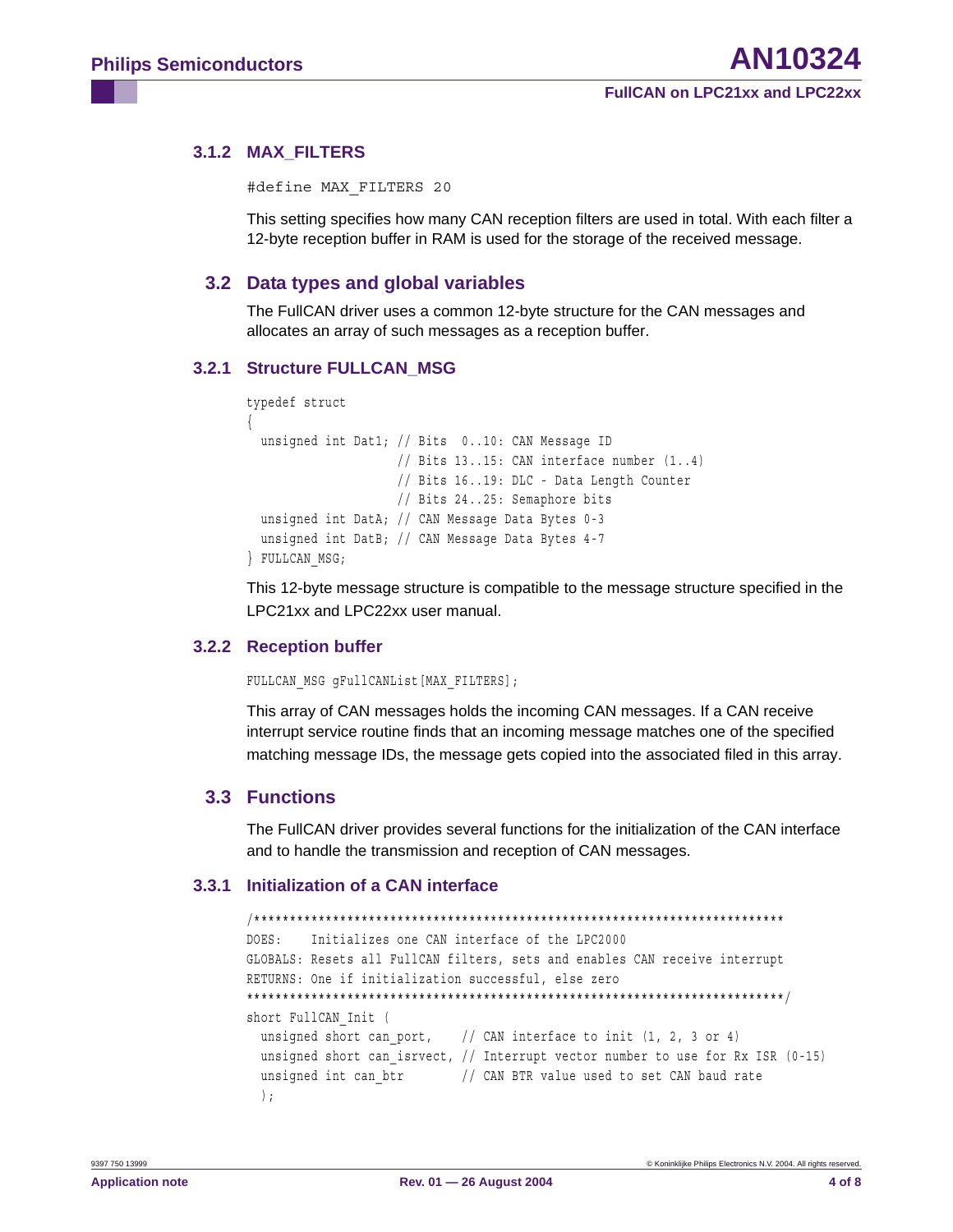### 3.1.2 MAX_FILTERS

```
#define MAX_FILTERS 20
```

This setting specifies how many CAN reception filters are used in total. With each filter a 12-byte reception buffer in RAM is used for the storage of the received message.

## 3.2 Data types and global variables

The FullCAN driver uses a common 12-byte structure for the CAN messages and allocates an array of such messages as a reception buffer.

### 3.2.1 Structure FULLCAN_MSG

```
typedef struct
{
  unsigned int Dat1; // Bits  0..10: CAN Message ID
                     // Bits 13..15: CAN interface number (1..4)
                     // Bits 16..19: DLC - Data Length Counter
                     // Bits 24..25: Semaphore bits
  unsigned int DatA; // CAN Message Data Bytes 0-3
  unsigned int DatB; // CAN Message Data Bytes 4-7
} FULLCAN_MSG;
```

This 12-byte message structure is compatible to the message structure specified in the LPC21xx and LPC22xx user manual.

### 3.2.2 Reception buffer

```
FULLCAN_MSG gFullCANList[MAX_FILTERS];
```

This array of CAN messages holds the incoming CAN messages. If a CAN receive interrupt service routine finds that an incoming message matches one of the specified matching message IDs, the message gets copied into the associated filed in this array.

## 3.3 Functions

The FullCAN driver provides several functions for the initialization of the CAN interface and to handle the transmission and reception of CAN messages.

### 3.3.1 Initialization of a CAN interface

```
/**************************************************************************
DOES:    Initializes one CAN interface of the LPC2000
GLOBALS: Resets all FullCAN filters, sets and enables CAN receive interrupt
RETURNS: One if initialization successful, else zero
**************************************************************************/
short FullCAN_Init (
  unsigned short can_port,    // CAN interface to init (1, 2, 3 or 4)
  unsigned short can_isrvect, // Interrupt vector number to use for Rx ISR (0-15)
  unsigned int can_btr        // CAN BTR value used to set CAN baud rate
  );
```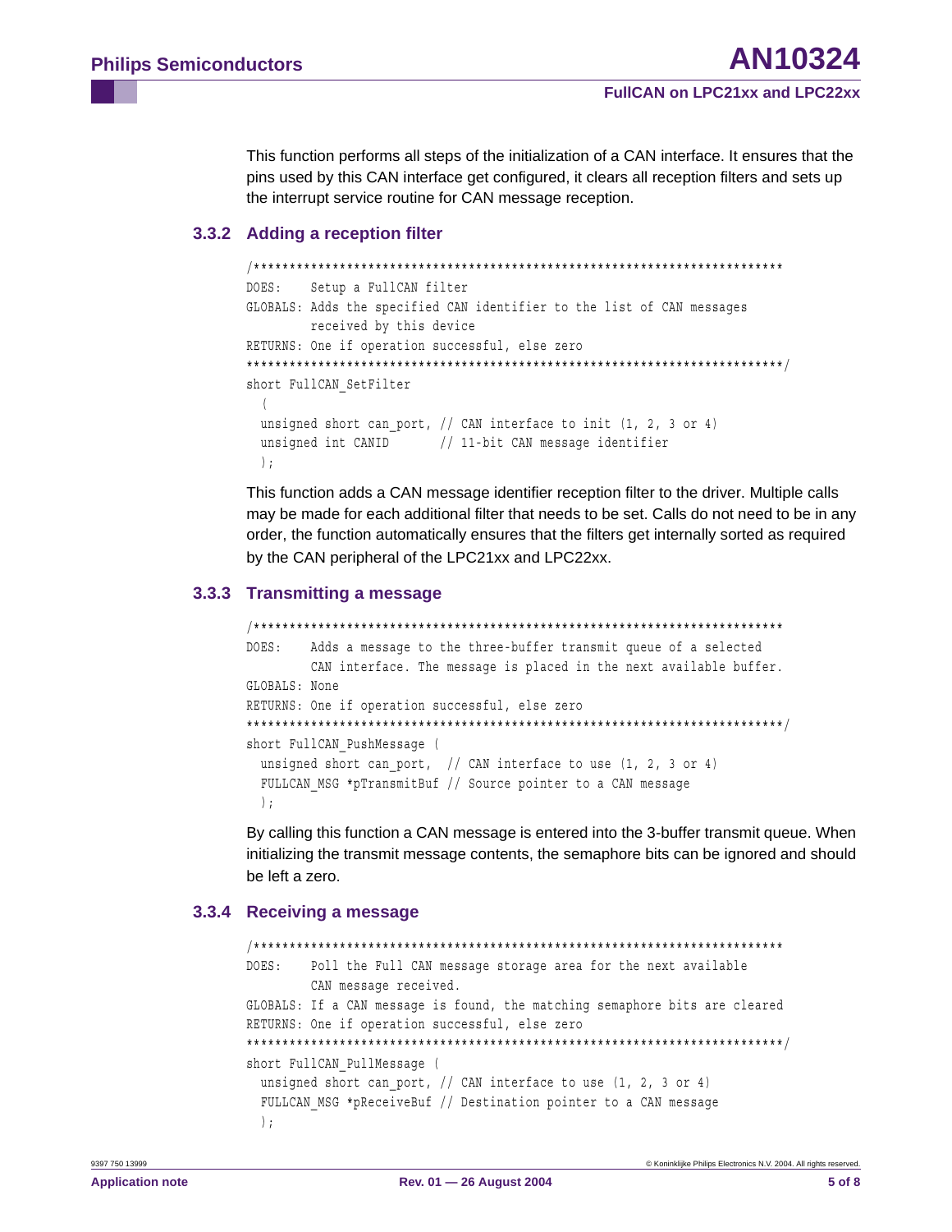This function performs all steps of the initialization of a CAN interface. It ensures that the pins used by this CAN interface get configured, it clears all reception filters and sets up the interrupt service routine for CAN message reception.

### 3.3.2 Adding a reception filter

```
/**************************************************************************
DOES:    Setup a FullCAN filter
GLOBALS: Adds the specified CAN identifier to the list of CAN messages
         received by this device
RETURNS: One if operation successful, else zero
**************************************************************************/
short FullCAN_SetFilter
  (
  unsigned short can_port, // CAN interface to init (1, 2, 3 or 4)
  unsigned int CANID       // 11-bit CAN message identifier
  );
```

This function adds a CAN message identifier reception filter to the driver. Multiple calls may be made for each additional filter that needs to be set. Calls do not need to be in any order, the function automatically ensures that the filters get internally sorted as required by the CAN peripheral of the LPC21xx and LPC22xx.

### 3.3.3 Transmitting a message

```
/**************************************************************************
DOES:    Adds a message to the three-buffer transmit queue of a selected
         CAN interface. The message is placed in the next available buffer.
GLOBALS: None
RETURNS: One if operation successful, else zero
**************************************************************************/
short FullCAN_PushMessage (
  unsigned short can_port,  // CAN interface to use (1, 2, 3 or 4)
  FULLCAN_MSG *pTransmitBuf // Source pointer to a CAN message
  );
```

By calling this function a CAN message is entered into the 3-buffer transmit queue. When initializing the transmit message contents, the semaphore bits can be ignored and should be left a zero.

### 3.3.4 Receiving a message

```
/**************************************************************************
DOES:    Poll the Full CAN message storage area for the next available
         CAN message received.
GLOBALS: If a CAN message is found, the matching semaphore bits are cleared
RETURNS: One if operation successful, else zero
**************************************************************************/
short FullCAN_PullMessage (
  unsigned short can_port, // CAN interface to use (1, 2, 3 or 4)
  FULLCAN_MSG *pReceiveBuf // Destination pointer to a CAN message
  );
```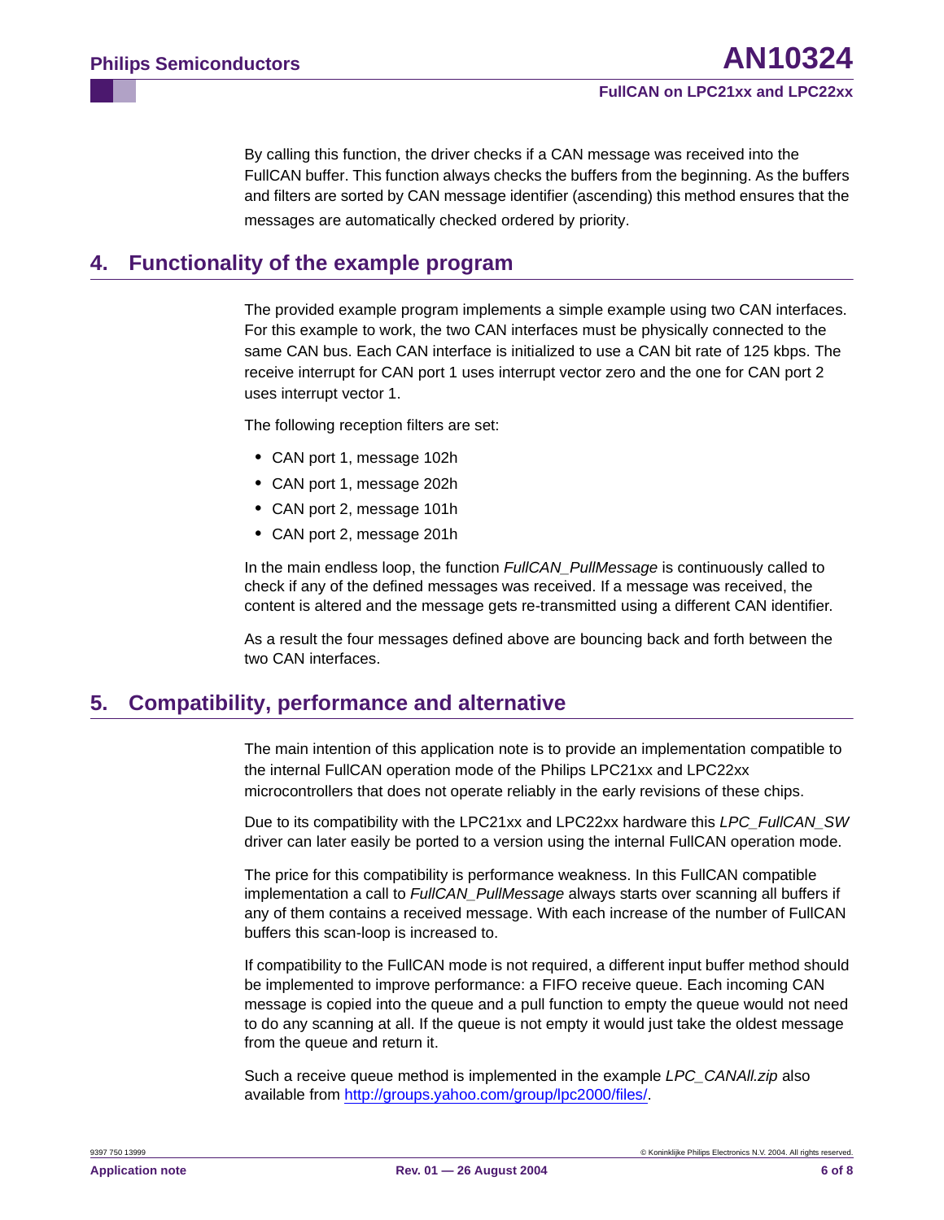By calling this function, the driver checks if a CAN message was received into the FullCAN buffer. This function always checks the buffers from the beginning. As the buffers and filters are sorted by CAN message identifier (ascending) this method ensures that the messages are automatically checked ordered by priority.

## 4. Functionality of the example program

The provided example program implements a simple example using two CAN interfaces. For this example to work, the two CAN interfaces must be physically connected to the same CAN bus. Each CAN interface is initialized to use a CAN bit rate of 125 kbps. The receive interrupt for CAN port 1 uses interrupt vector zero and the one for CAN port 2 uses interrupt vector 1.

The following reception filters are set:

- CAN port 1, message 102h
- CAN port 1, message 202h
- CAN port 2, message 101h
- CAN port 2, message 201h

In the main endless loop, the function *FullCAN_PullMessage* is continuously called to check if any of the defined messages was received. If a message was received, the content is altered and the message gets re-transmitted using a different CAN identifier.

As a result the four messages defined above are bouncing back and forth between the two CAN interfaces.

## 5. Compatibility, performance and alternative

The main intention of this application note is to provide an implementation compatible to the internal FullCAN operation mode of the Philips LPC21xx and LPC22xx microcontrollers that does not operate reliably in the early revisions of these chips.

Due to its compatibility with the LPC21xx and LPC22xx hardware this *LPC_FullCAN_SW* driver can later easily be ported to a version using the internal FullCAN operation mode.

The price for this compatibility is performance weakness. In this FullCAN compatible implementation a call to *FullCAN_PullMessage* always starts over scanning all buffers if any of them contains a received message. With each increase of the number of FullCAN buffers this scan-loop is increased to.

If compatibility to the FullCAN mode is not required, a different input buffer method should be implemented to improve performance: a FIFO receive queue. Each incoming CAN message is copied into the queue and a pull function to empty the queue would not need to do any scanning at all. If the queue is not empty it would just take the oldest message from the queue and return it.

Such a receive queue method is implemented in the example *LPC_CANAll.zip* also available from http://groups.yahoo.com/group/lpc2000/files/.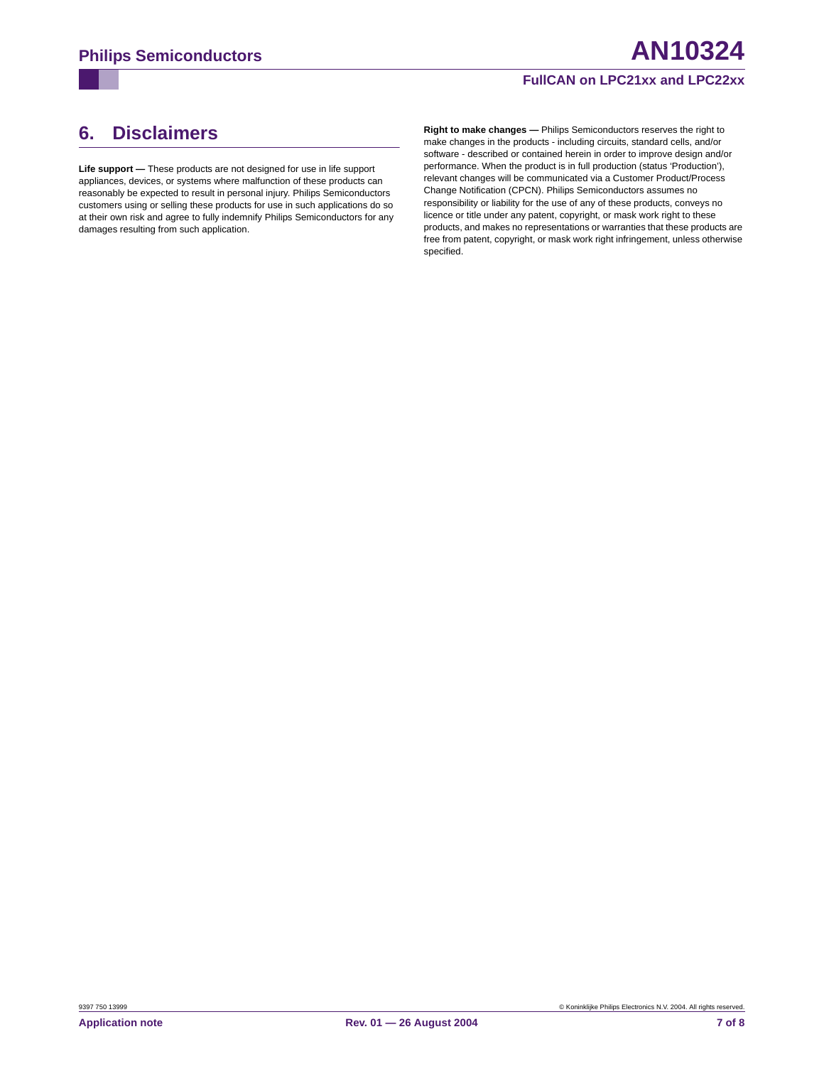## 6. Disclaimers

**Life support —** These products are not designed for use in life support appliances, devices, or systems where malfunction of these products can reasonably be expected to result in personal injury. Philips Semiconductors customers using or selling these products for use in such applications do so at their own risk and agree to fully indemnify Philips Semiconductors for any damages resulting from such application.

**Right to make changes —** Philips Semiconductors reserves the right to make changes in the products - including circuits, standard cells, and/or software - described or contained herein in order to improve design and/or performance. When the product is in full production (status 'Production'), relevant changes will be communicated via a Customer Product/Process Change Notification (CPCN). Philips Semiconductors assumes no responsibility or liability for the use of any of these products, conveys no licence or title under any patent, copyright, or mask work right to these products, and makes no representations or warranties that these products are free from patent, copyright, or mask work right infringement, unless otherwise specified.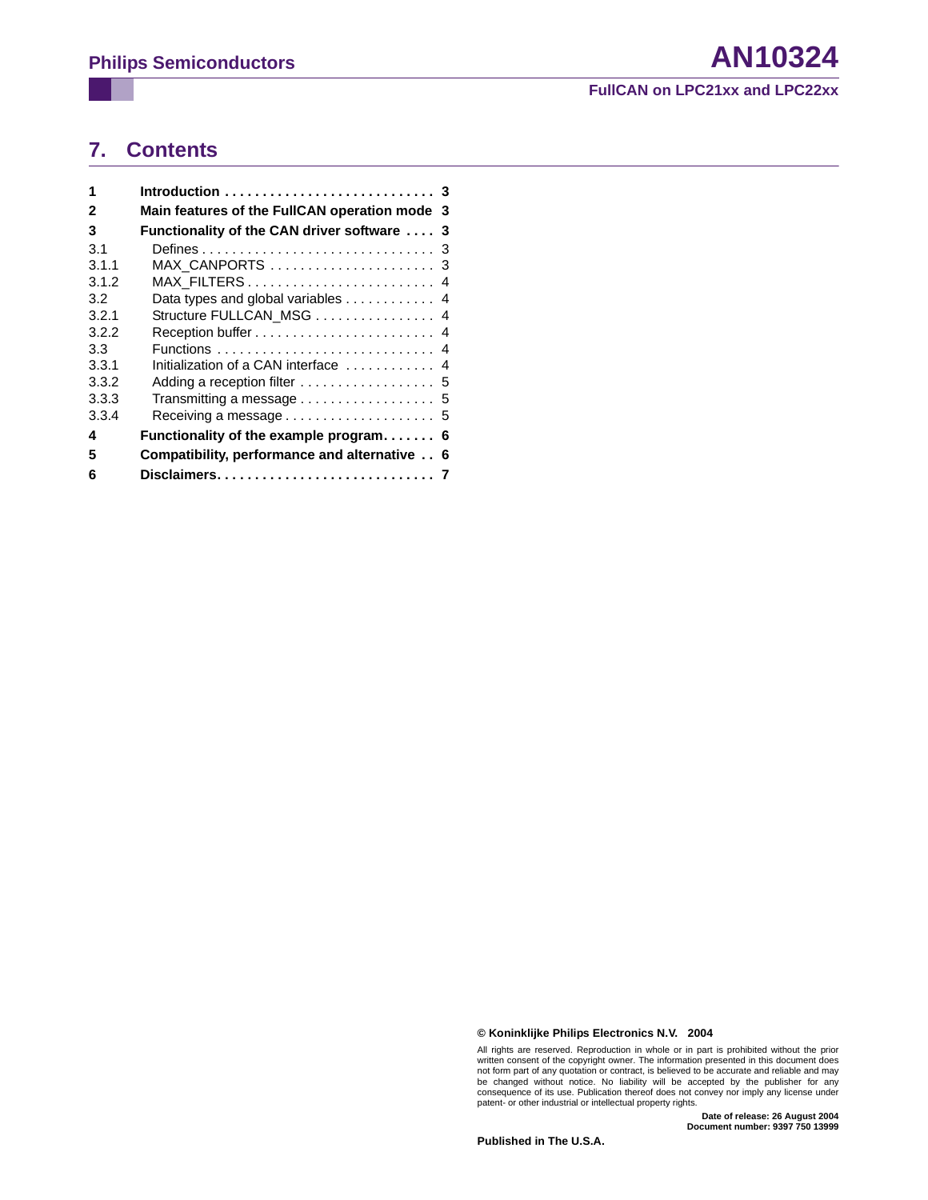## 7. Contents

| | | |
|---|---|---|
| **1** | **Introduction** | **3** |
| **2** | **Main features of the FullCAN operation mode** | **3** |
| **3** | **Functionality of the CAN driver software** | **3** |
| 3.1 | Defines | 3 |
| 3.1.1 | MAX_CANPORTS | 3 |
| 3.1.2 | MAX_FILTERS | 4 |
| 3.2 | Data types and global variables | 4 |
| 3.2.1 | Structure FULLCAN_MSG | 4 |
| 3.2.2 | Reception buffer | 4 |
| 3.3 | Functions | 4 |
| 3.3.1 | Initialization of a CAN interface | 4 |
| 3.3.2 | Adding a reception filter | 5 |
| 3.3.3 | Transmitting a message | 5 |
| 3.3.4 | Receiving a message | 5 |
| **4** | **Functionality of the example program** | **6** |
| **5** | **Compatibility, performance and alternative** | **6** |
| **6** | **Disclaimers** | **7** |

**© Koninklijke Philips Electronics N.V. 2004**

All rights are reserved. Reproduction in whole or in part is prohibited without the prior written consent of the copyright owner. The information presented in this document does not form part of any quotation or contract, is believed to be accurate and reliable and may be changed without notice. No liability will be accepted by the publisher for any consequence of its use. Publication thereof does not convey nor imply any license under patent- or other industrial or intellectual property rights.

**Date of release: 26 August 2004**
**Document number: 9397 750 13999**

**Published in The U.S.A.**